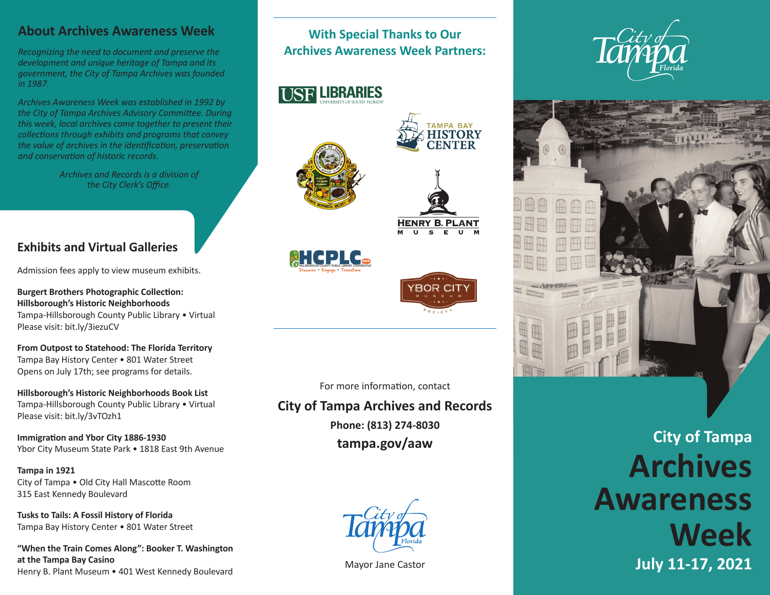## About Archives Awareness Week

*Recognizing the need to document and preserve the development and unique heritage of Tampa and its government, the City of Tampa Archives was founded in 1987.*

*Archives Awareness Week was established in 1992 by the City of Tampa Archives Advisory Committee. During this week, local archives come together to present their collections through exhibits and programs that convey the value of archives in the identification, preservation and conservation of historic records.*

*Archives and Records is a division of the City Clerk's Office.*

## Exhibits and Virtual Galleries

Admission fees apply to view museum exhibits.

**Burgert Brothers Photographic Collection: Hillsborough's Historic Neighborhoods**
Tampa-Hillsborough County Public Library • Virtual
Please visit: bit.ly/3iezuCV

**From Outpost to Statehood: The Florida Territory**
Tampa Bay History Center • 801 Water Street
Opens on July 17th; see programs for details.

**Hillsborough's Historic Neighborhoods Book List**
Tampa-Hillsborough County Public Library • Virtual
Please visit: bit.ly/3vTOzh1

**Immigration and Ybor City 1886-1930**
Ybor City Museum State Park • 1818 East 9th Avenue

**Tampa in 1921**
City of Tampa • Old City Hall Mascotte Room
315 East Kennedy Boulevard

**Tusks to Tails: A Fossil History of Florida**
Tampa Bay History Center • 801 Water Street

**"When the Train Comes Along": Booker T. Washington at the Tampa Bay Casino**
Henry B. Plant Museum • 401 West Kennedy Boulevard

### With Special Thanks to Our Archives Awareness Week Partners:

USF Libraries, University of South Florida

Tampa Bay History Center

Tampa Historical Society

Henry B. Plant Museum

HCPLC — Hillsborough County Public Library Cooperative — Discover • Engage • Transform

Ybor City Museum Society

For more information, contact

**City of Tampa Archives and Records**

**Phone: (813) 274-8030**

**tampa.gov/aaw**

City of Tampa Florida

Mayor Jane Castor

City of Tampa Florida

# City of Tampa Archives Awareness Week

**July 11-17, 2021**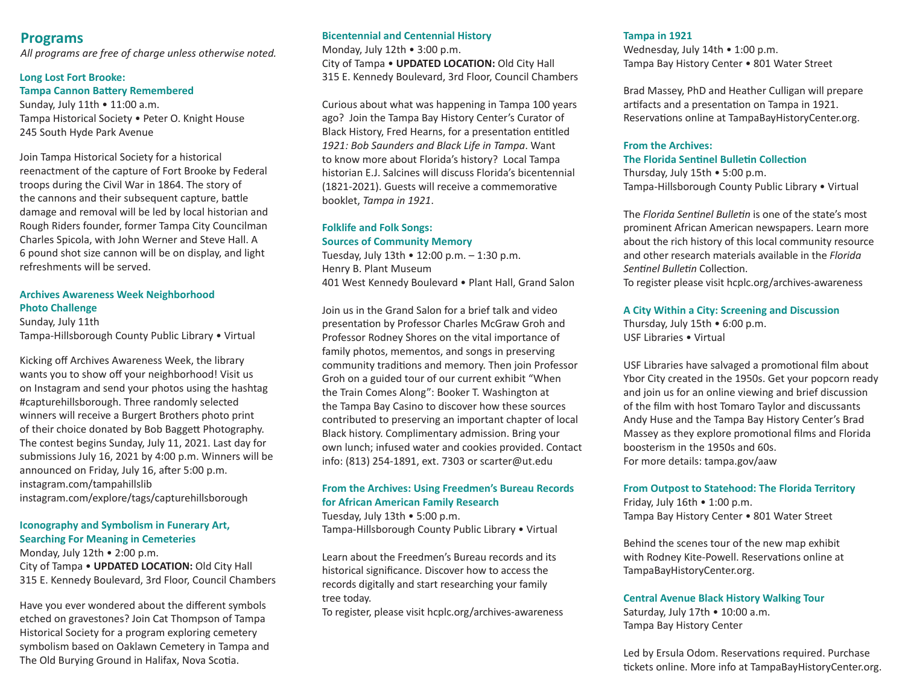## Programs

*All programs are free of charge unless otherwise noted.*

### Long Lost Fort Brooke: Tampa Cannon Battery Remembered

Sunday, July 11th • 11:00 a.m.
Tampa Historical Society • Peter O. Knight House
245 South Hyde Park Avenue

Join Tampa Historical Society for a historical reenactment of the capture of Fort Brooke by Federal troops during the Civil War in 1864. The story of the cannons and their subsequent capture, battle damage and removal will be led by local historian and Rough Riders founder, former Tampa City Councilman Charles Spicola, with John Werner and Steve Hall. A 6 pound shot size cannon will be on display, and light refreshments will be served.

### Archives Awareness Week Neighborhood Photo Challenge

Sunday, July 11th
Tampa-Hillsborough County Public Library • Virtual

Kicking off Archives Awareness Week, the library wants you to show off your neighborhood! Visit us on Instagram and send your photos using the hashtag #capturehillsborough. Three randomly selected winners will receive a Burgert Brothers photo print of their choice donated by Bob Baggett Photography. The contest begins Sunday, July 11, 2021. Last day for submissions July 16, 2021 by 4:00 p.m. Winners will be announced on Friday, July 16, after 5:00 p.m.
instagram.com/tampahillslib
instagram.com/explore/tags/capturehillsborough

### Iconography and Symbolism in Funerary Art, Searching For Meaning in Cemeteries

Monday, July 12th • 2:00 p.m.
City of Tampa • **UPDATED LOCATION:** Old City Hall
315 E. Kennedy Boulevard, 3rd Floor, Council Chambers

Have you ever wondered about the different symbols etched on gravestones? Join Cat Thompson of Tampa Historical Society for a program exploring cemetery symbolism based on Oaklawn Cemetery in Tampa and The Old Burying Ground in Halifax, Nova Scotia.

### Bicentennial and Centennial History

Monday, July 12th • 3:00 p.m.
City of Tampa • **UPDATED LOCATION:** Old City Hall
315 E. Kennedy Boulevard, 3rd Floor, Council Chambers

Curious about what was happening in Tampa 100 years ago? Join the Tampa Bay History Center's Curator of Black History, Fred Hearns, for a presentation entitled *1921: Bob Saunders and Black Life in Tampa*. Want to know more about Florida's history? Local Tampa historian E.J. Salcines will discuss Florida's bicentennial (1821-2021). Guests will receive a commemorative booklet, *Tampa in 1921*.

### Folklife and Folk Songs: Sources of Community Memory

Tuesday, July 13th • 12:00 p.m. – 1:30 p.m.
Henry B. Plant Museum
401 West Kennedy Boulevard • Plant Hall, Grand Salon

Join us in the Grand Salon for a brief talk and video presentation by Professor Charles McGraw Groh and Professor Rodney Shores on the vital importance of family photos, mementos, and songs in preserving community traditions and memory. Then join Professor Groh on a guided tour of our current exhibit "When the Train Comes Along": Booker T. Washington at the Tampa Bay Casino to discover how these sources contributed to preserving an important chapter of local Black history. Complimentary admission. Bring your own lunch; infused water and cookies provided. Contact info: (813) 254-1891, ext. 7303 or scarter@ut.edu

### From the Archives: Using Freedmen's Bureau Records for African American Family Research

Tuesday, July 13th • 5:00 p.m.
Tampa-Hillsborough County Public Library • Virtual

Learn about the Freedmen's Bureau records and its historical significance. Discover how to access the records digitally and start researching your family tree today.
To register, please visit hcplc.org/archives-awareness

### Tampa in 1921

Wednesday, July 14th • 1:00 p.m.
Tampa Bay History Center • 801 Water Street

Brad Massey, PhD and Heather Culligan will prepare artifacts and a presentation on Tampa in 1921. Reservations online at TampaBayHistoryCenter.org.

### From the Archives: The Florida Sentinel Bulletin Collection

Thursday, July 15th • 5:00 p.m.
Tampa-Hillsborough County Public Library • Virtual

The *Florida Sentinel Bulletin* is one of the state's most prominent African American newspapers. Learn more about the rich history of this local community resource and other research materials available in the *Florida Sentinel Bulletin* Collection.
To register please visit hcplc.org/archives-awareness

### A City Within a City: Screening and Discussion

Thursday, July 15th • 6:00 p.m.
USF Libraries • Virtual

USF Libraries have salvaged a promotional film about Ybor City created in the 1950s. Get your popcorn ready and join us for an online viewing and brief discussion of the film with host Tomaro Taylor and discussants Andy Huse and the Tampa Bay History Center's Brad Massey as they explore promotional films and Florida boosterism in the 1950s and 60s.
For more details: tampa.gov/aaw

### From Outpost to Statehood: The Florida Territory

Friday, July 16th • 1:00 p.m.
Tampa Bay History Center • 801 Water Street

Behind the scenes tour of the new map exhibit with Rodney Kite-Powell. Reservations online at TampaBayHistoryCenter.org.

### Central Avenue Black History Walking Tour

Saturday, July 17th • 10:00 a.m.
Tampa Bay History Center

Led by Ersula Odom. Reservations required. Purchase tickets online. More info at TampaBayHistoryCenter.org.